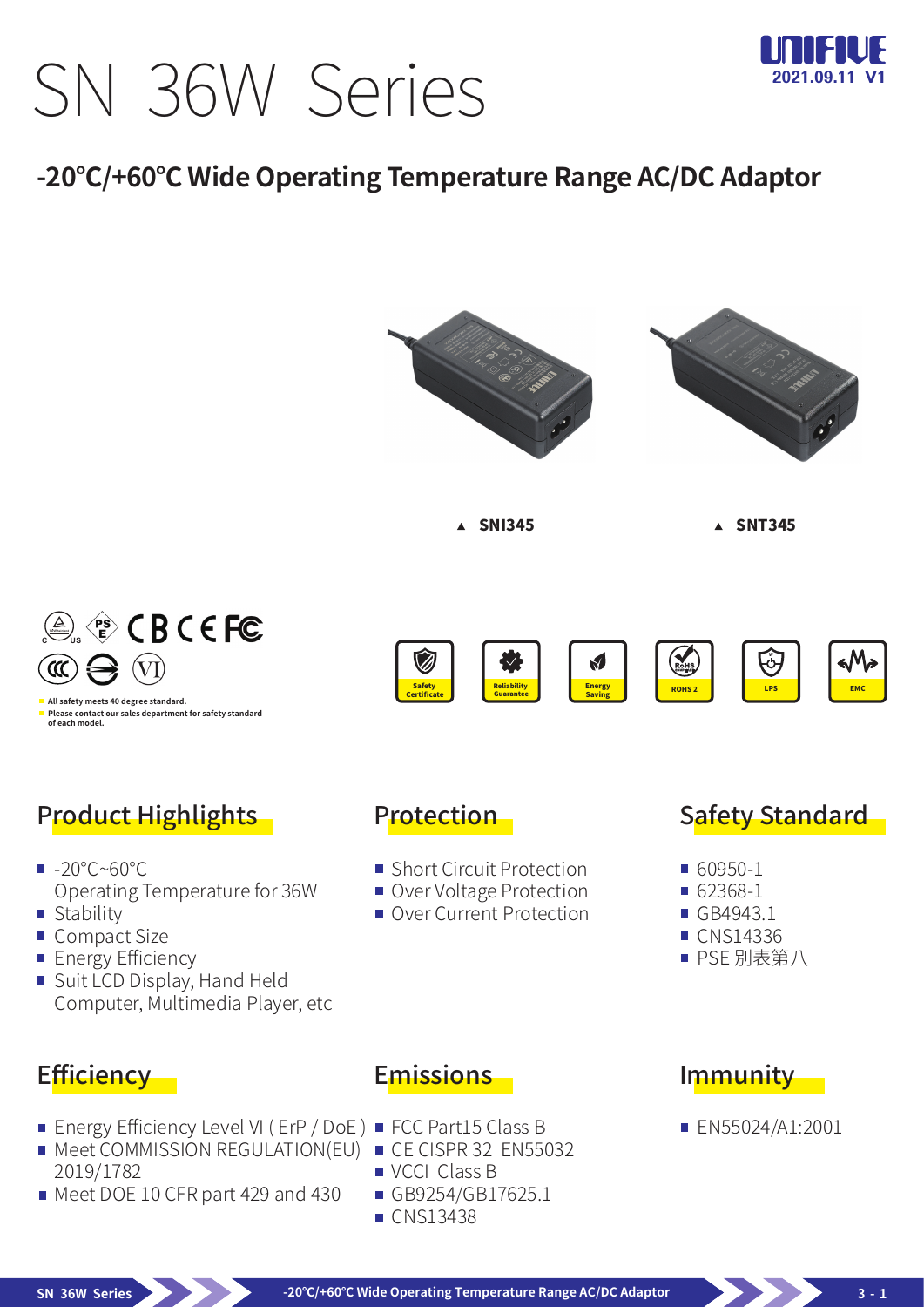# SN 36W Series

UNIFIVE
2021.09.11 V1

## -20°C/+60°C Wide Operating Temperature Range AC/DC Adaptor

▲ SNI345 ▲ SNT345

- All safety meets 40 degree standard.
- Please contact our sales department for safety standard of each model.

Safety Certificate | Reliability Guarantee | Energy Saving | ROHS 2 | LPS | EMC

## Product Highlights

- -20°C~60°C Operating Temperature for 36W
- Stability
- Compact Size
- Energy Efficiency
- Suit LCD Display, Hand Held Computer, Multimedia Player, etc

## Protection

- Short Circuit Protection
- Over Voltage Protection
- Over Current Protection

## Safety Standard

- 60950-1
- 62368-1
- GB4943.1
- CNS14336
- PSE 別表第八

## Efficiency

- Energy Efficiency Level VI ( ErP / DoE )
- Meet COMMISSION REGULATION(EU) 2019/1782
- Meet DOE 10 CFR part 429 and 430

## Emissions

- FCC Part15 Class B
- CE CISPR 32 EN55032
- VCCI Class B
- GB9254/GB17625.1
- CNS13438

## Immunity

- EN55024/A1:2001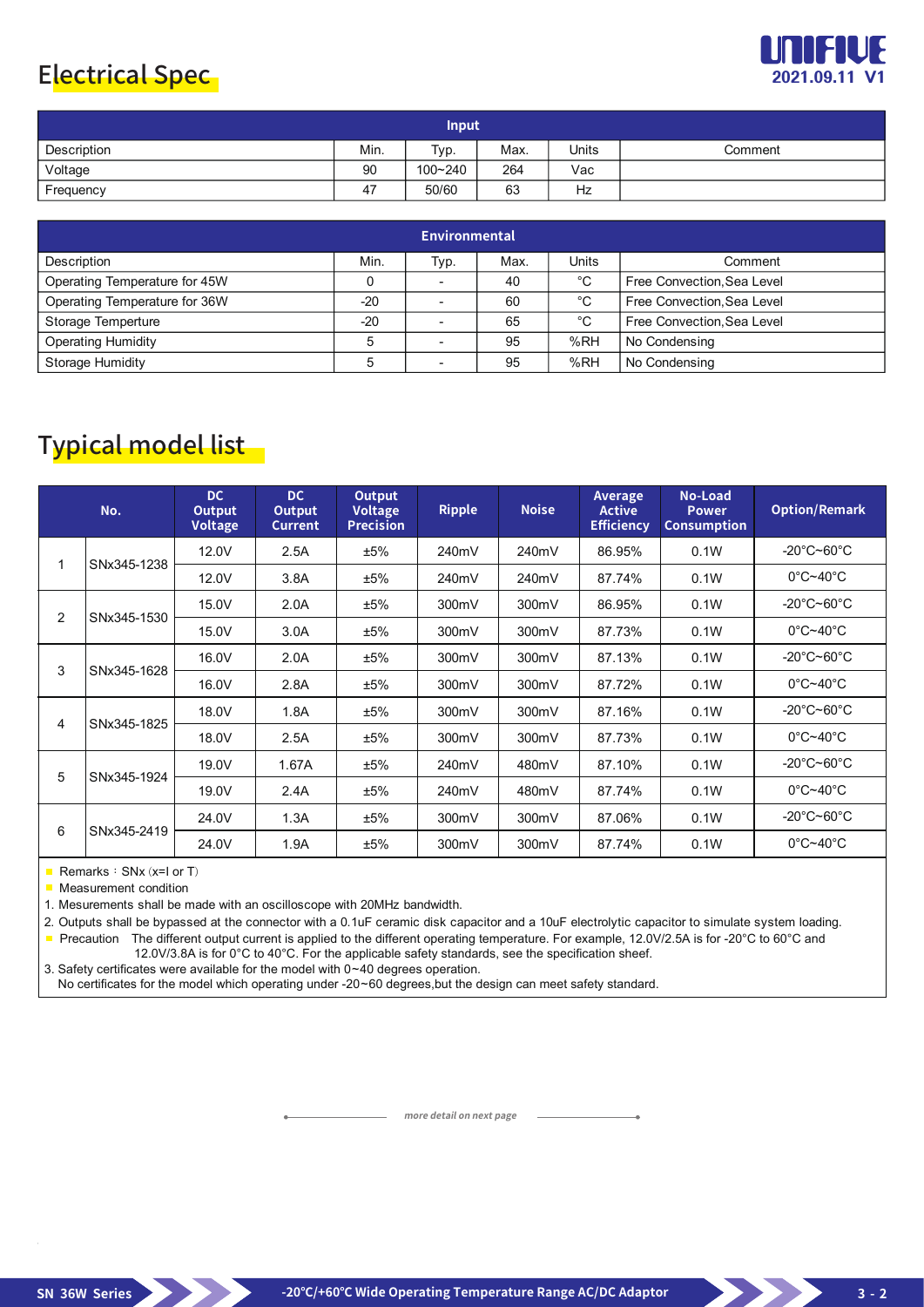## Electrical Spec

| Input | | | | | |
|---|---|---|---|---|---|
| Description | Min. | Typ. | Max. | Units | Comment |
| Voltage | 90 | 100~240 | 264 | Vac | |
| Frequency | 47 | 50/60 | 63 | Hz | |

| Environmental | | | | | |
|---|---|---|---|---|---|
| Description | Min. | Typ. | Max. | Units | Comment |
| Operating Temperature for 45W | 0 | - | 40 | °C | Free Convection,Sea Level |
| Operating Temperature for 36W | -20 | - | 60 | °C | Free Convection,Sea Level |
| Storage Temperture | -20 | - | 65 | °C | Free Convection,Sea Level |
| Operating Humidity | 5 | - | 95 | %RH | No Condensing |
| Storage Humidity | 5 | - | 95 | %RH | No Condensing |

## Typical model list

| No. | | DC Output Voltage | DC Output Current | Output Voltage Precision | Ripple | Noise | Average Active Efficiency | No-Load Power Consumption | Option/Remark |
|---|---|---|---|---|---|---|---|---|---|
| 1 | SNx345-1238 | 12.0V | 2.5A | ±5% | 240mV | 240mV | 86.95% | 0.1W | -20°C~60°C |
| | | 12.0V | 3.8A | ±5% | 240mV | 240mV | 87.74% | 0.1W | 0°C~40°C |
| 2 | SNx345-1530 | 15.0V | 2.0A | ±5% | 300mV | 300mV | 86.95% | 0.1W | -20°C~60°C |
| | | 15.0V | 3.0A | ±5% | 300mV | 300mV | 87.73% | 0.1W | 0°C~40°C |
| 3 | SNx345-1628 | 16.0V | 2.0A | ±5% | 300mV | 300mV | 87.13% | 0.1W | -20°C~60°C |
| | | 16.0V | 2.8A | ±5% | 300mV | 300mV | 87.72% | 0.1W | 0°C~40°C |
| 4 | SNx345-1825 | 18.0V | 1.8A | ±5% | 300mV | 300mV | 87.16% | 0.1W | -20°C~60°C |
| | | 18.0V | 2.5A | ±5% | 300mV | 300mV | 87.73% | 0.1W | 0°C~40°C |
| 5 | SNx345-1924 | 19.0V | 1.67A | ±5% | 240mV | 480mV | 87.10% | 0.1W | -20°C~60°C |
| | | 19.0V | 2.4A | ±5% | 240mV | 480mV | 87.74% | 0.1W | 0°C~40°C |
| 6 | SNx345-2419 | 24.0V | 1.3A | ±5% | 300mV | 300mV | 87.06% | 0.1W | -20°C~60°C |
| | | 24.0V | 1.9A | ±5% | 300mV | 300mV | 87.74% | 0.1W | 0°C~40°C |

- Remarks：SNx (x=I or T)
- Measurement condition

1. Mesurements shall be made with an oscilloscope with 20MHz bandwidth.
2. Outputs shall be bypassed at the connector with a 0.1uF ceramic disk capacitor and a 10uF electrolytic capacitor to simulate system loading.

- Precaution The different output current is applied to the different operating temperature. For example, 12.0V/2.5A is for -20°C to 60°C and 12.0V/3.8A is for 0°C to 40°C. For the applicable safety standards, see the specification sheef.

3. Safety certificates were available for the model with 0~40 degrees operation.
   No certificates for the model which operating under -20~60 degrees,but the design can meet safety standard.

*more detail on next page*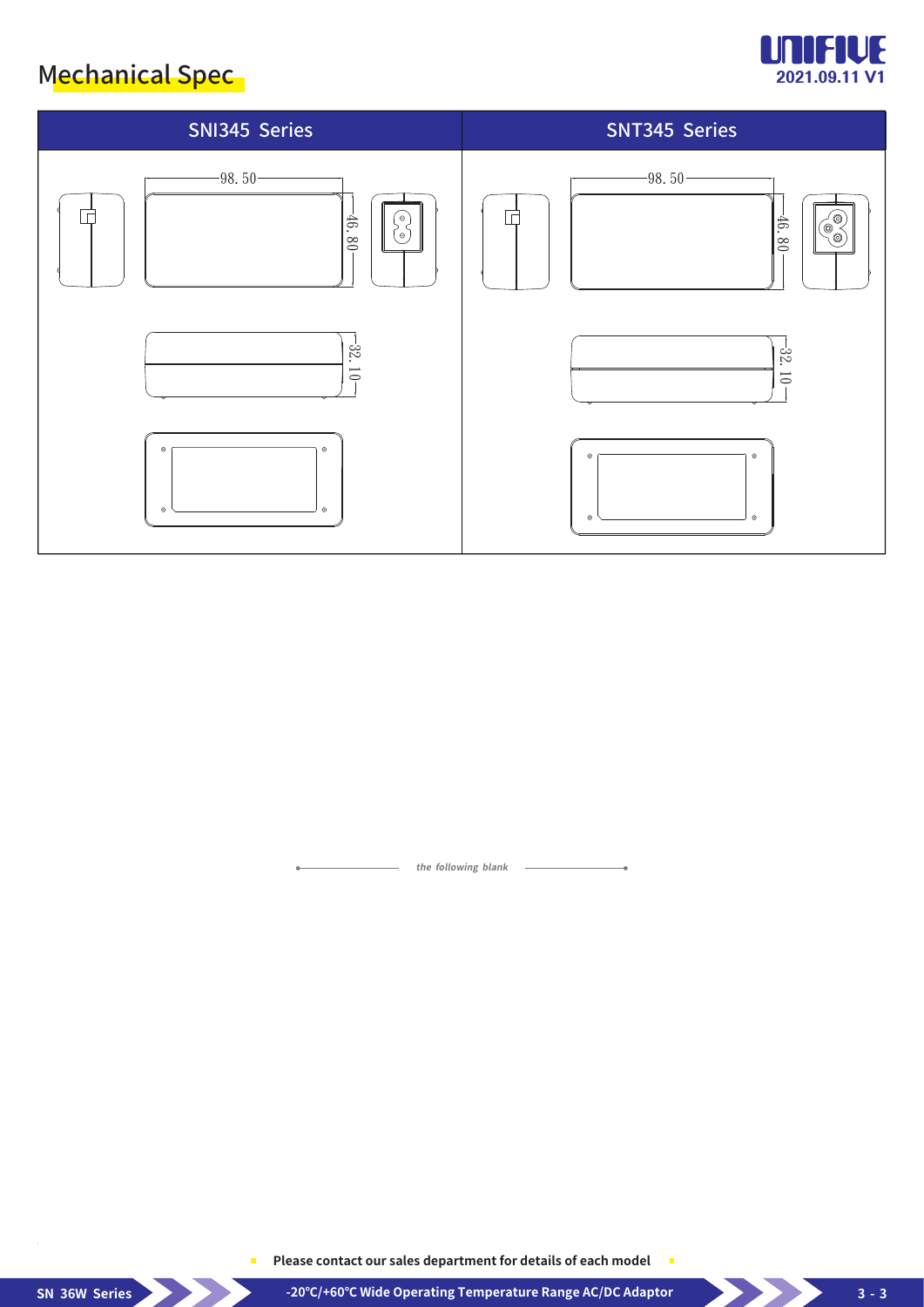# Mechanical Spec

| SNI345 Series | SNT345 Series |
| --- | --- |
| 98.50 | 98.50 |
| 46.80 | 46.80 |
| 32.10 | 32.10 |

*the following blank*

Please contact our sales department for details of each model